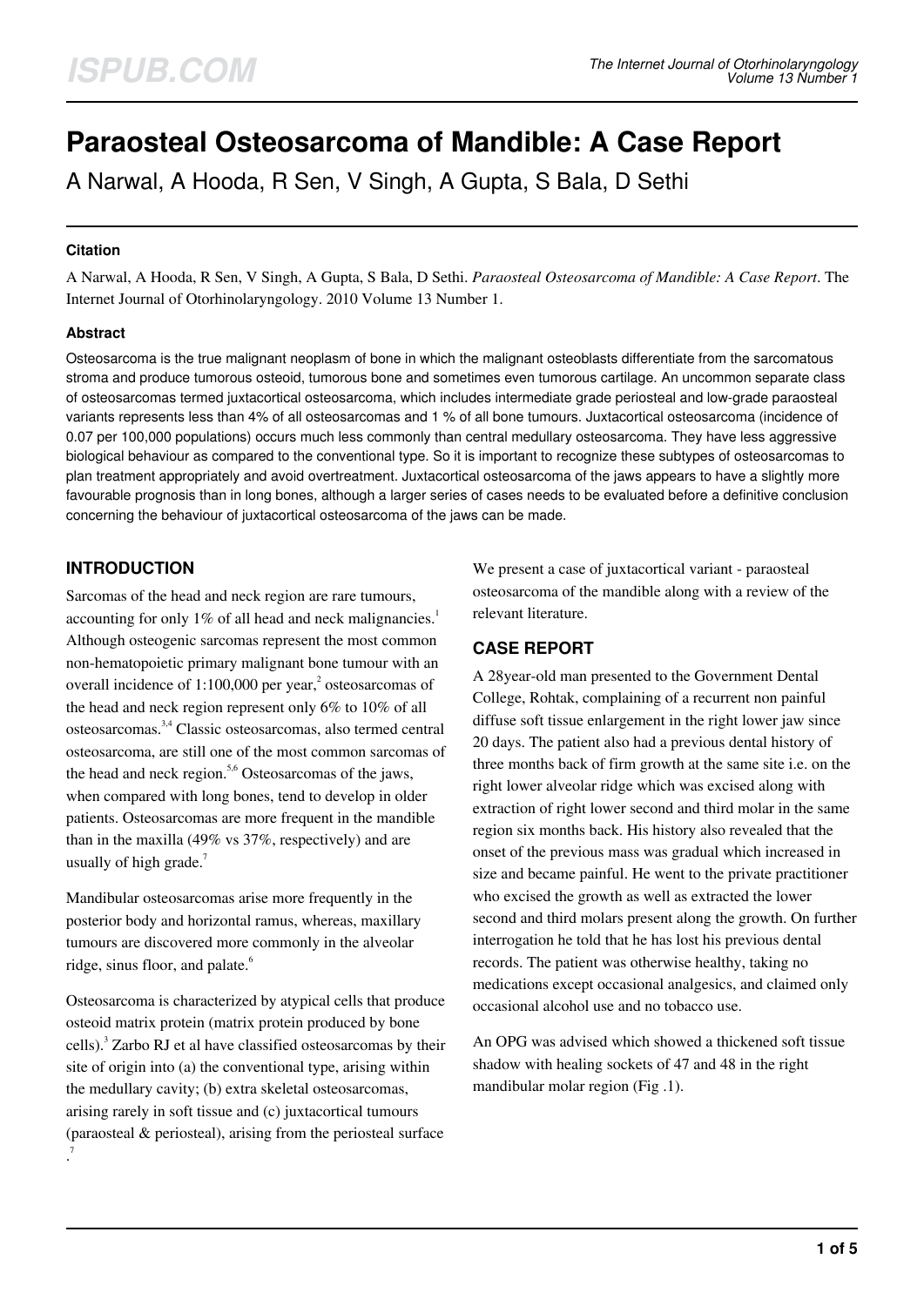# Paraosteal Osteosarcoma of Mandible: A Case Report

A Narwal, A Hooda, R Sen, V Singh, A Gupta, S Bala, D Sethi

### Citation

A Narwal, A Hooda, R Sen, V Singh, A Gupta, S Bala, D Sethi. *Paraosteal Osteosarcoma of Mandible: A Case Report*. The Internet Journal of Otorhinolaryngology. 2010 Volume 13 Number 1.

### Abstract

Osteosarcoma is the true malignant neoplasm of bone in which the malignant osteoblasts differentiate from the sarcomatous stroma and produce tumorous osteoid, tumorous bone and sometimes even tumorous cartilage. An uncommon separate class of osteosarcomas termed juxtacortical osteosarcoma, which includes intermediate grade periosteal and low-grade paraosteal variants represents less than 4% of all osteosarcomas and 1 % of all bone tumours. Juxtacortical osteosarcoma (incidence of 0.07 per 100,000 populations) occurs much less commonly than central medullary osteosarcoma. They have less aggressive biological behaviour as compared to the conventional type. So it is important to recognize these subtypes of osteosarcomas to plan treatment appropriately and avoid overtreatment. Juxtacortical osteosarcoma of the jaws appears to have a slightly more favourable prognosis than in long bones, although a larger series of cases needs to be evaluated before a definitive conclusion concerning the behaviour of juxtacortical osteosarcoma of the jaws can be made.

## INTRODUCTION

Sarcomas of the head and neck region are rare tumours, accounting for only 1% of all head and neck malignancies.[1] Although osteogenic sarcomas represent the most common non-hematopoietic primary malignant bone tumour with an overall incidence of 1:100,000 per year,[2] osteosarcomas of the head and neck region represent only 6% to 10% of all osteosarcomas.[3,4] Classic osteosarcomas, also termed central osteosarcoma, are still one of the most common sarcomas of the head and neck region.[5,6] Osteosarcomas of the jaws, when compared with long bones, tend to develop in older patients. Osteosarcomas are more frequent in the mandible than in the maxilla (49% vs 37%, respectively) and are usually of high grade.[7]

Mandibular osteosarcomas arise more frequently in the posterior body and horizontal ramus, whereas, maxillary tumours are discovered more commonly in the alveolar ridge, sinus floor, and palate.[6]

Osteosarcoma is characterized by atypical cells that produce osteoid matrix protein (matrix protein produced by bone cells).[3] Zarbo RJ et al have classified osteosarcomas by their site of origin into (a) the conventional type, arising within the medullary cavity; (b) extra skeletal osteosarcomas, arising rarely in soft tissue and (c) juxtacortical tumours (paraosteal & periosteal), arising from the periosteal surface .[7]

We present a case of juxtacortical variant - paraosteal osteosarcoma of the mandible along with a review of the relevant literature.

## CASE REPORT

A 28year-old man presented to the Government Dental College, Rohtak, complaining of a recurrent non painful diffuse soft tissue enlargement in the right lower jaw since 20 days. The patient also had a previous dental history of three months back of firm growth at the same site i.e. on the right lower alveolar ridge which was excised along with extraction of right lower second and third molar in the same region six months back. His history also revealed that the onset of the previous mass was gradual which increased in size and became painful. He went to the private practitioner who excised the growth as well as extracted the lower second and third molars present along the growth. On further interrogation he told that he has lost his previous dental records. The patient was otherwise healthy, taking no medications except occasional analgesics, and claimed only occasional alcohol use and no tobacco use.

An OPG was advised which showed a thickened soft tissue shadow with healing sockets of 47 and 48 in the right mandibular molar region (Fig .1).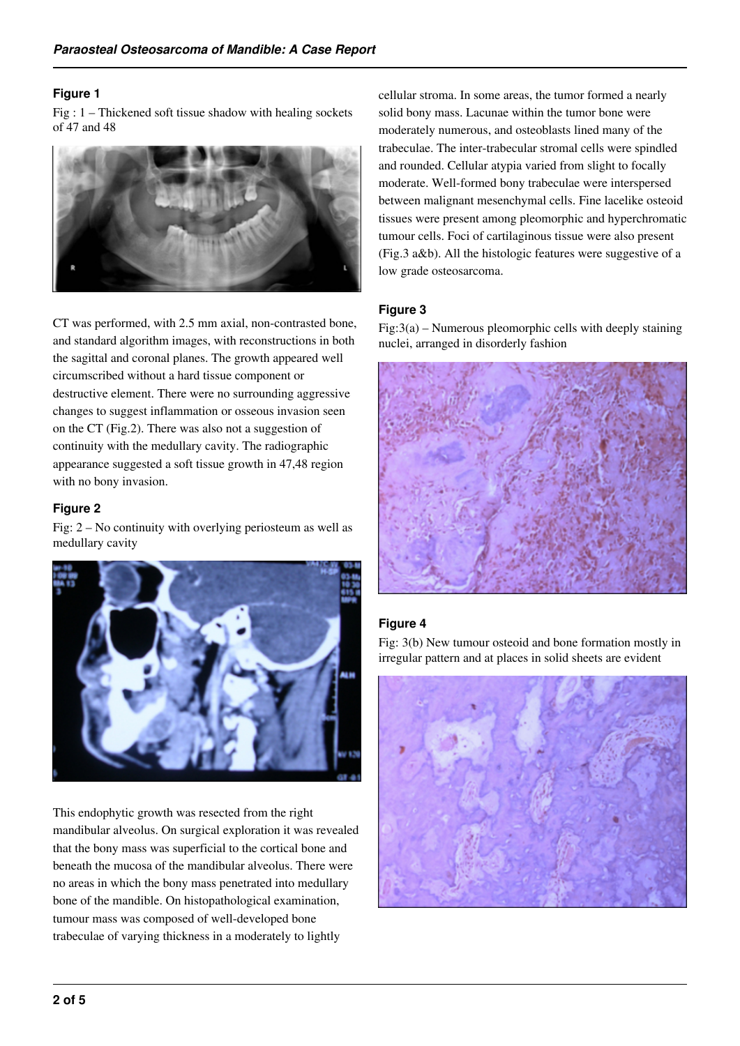### Figure 1

Fig : 1 – Thickened soft tissue shadow with healing sockets of 47 and 48

CT was performed, with 2.5 mm axial, non-contrasted bone, and standard algorithm images, with reconstructions in both the sagittal and coronal planes. The growth appeared well circumscribed without a hard tissue component or destructive element. There were no surrounding aggressive changes to suggest inflammation or osseous invasion seen on the CT (Fig.2). There was also not a suggestion of continuity with the medullary cavity. The radiographic appearance suggested a soft tissue growth in 47,48 region with no bony invasion.

### Figure 2

Fig: 2 – No continuity with overlying periosteum as well as medullary cavity

This endophytic growth was resected from the right mandibular alveolus. On surgical exploration it was revealed that the bony mass was superficial to the cortical bone and beneath the mucosa of the mandibular alveolus. There were no areas in which the bony mass penetrated into medullary bone of the mandible. On histopathological examination, tumour mass was composed of well-developed bone trabeculae of varying thickness in a moderately to lightly cellular stroma. In some areas, the tumor formed a nearly solid bony mass. Lacunae within the tumor bone were moderately numerous, and osteoblasts lined many of the trabeculae. The inter-trabecular stromal cells were spindled and rounded. Cellular atypia varied from slight to focally moderate. Well-formed bony trabeculae were interspersed between malignant mesenchymal cells. Fine lacelike osteoid tissues were present among pleomorphic and hyperchromatic tumour cells. Foci of cartilaginous tissue were also present (Fig.3 a&b). All the histologic features were suggestive of a low grade osteosarcoma.

### Figure 3

Fig:3(a) – Numerous pleomorphic cells with deeply staining nuclei, arranged in disorderly fashion

### Figure 4

Fig: 3(b) New tumour osteoid and bone formation mostly in irregular pattern and at places in solid sheets are evident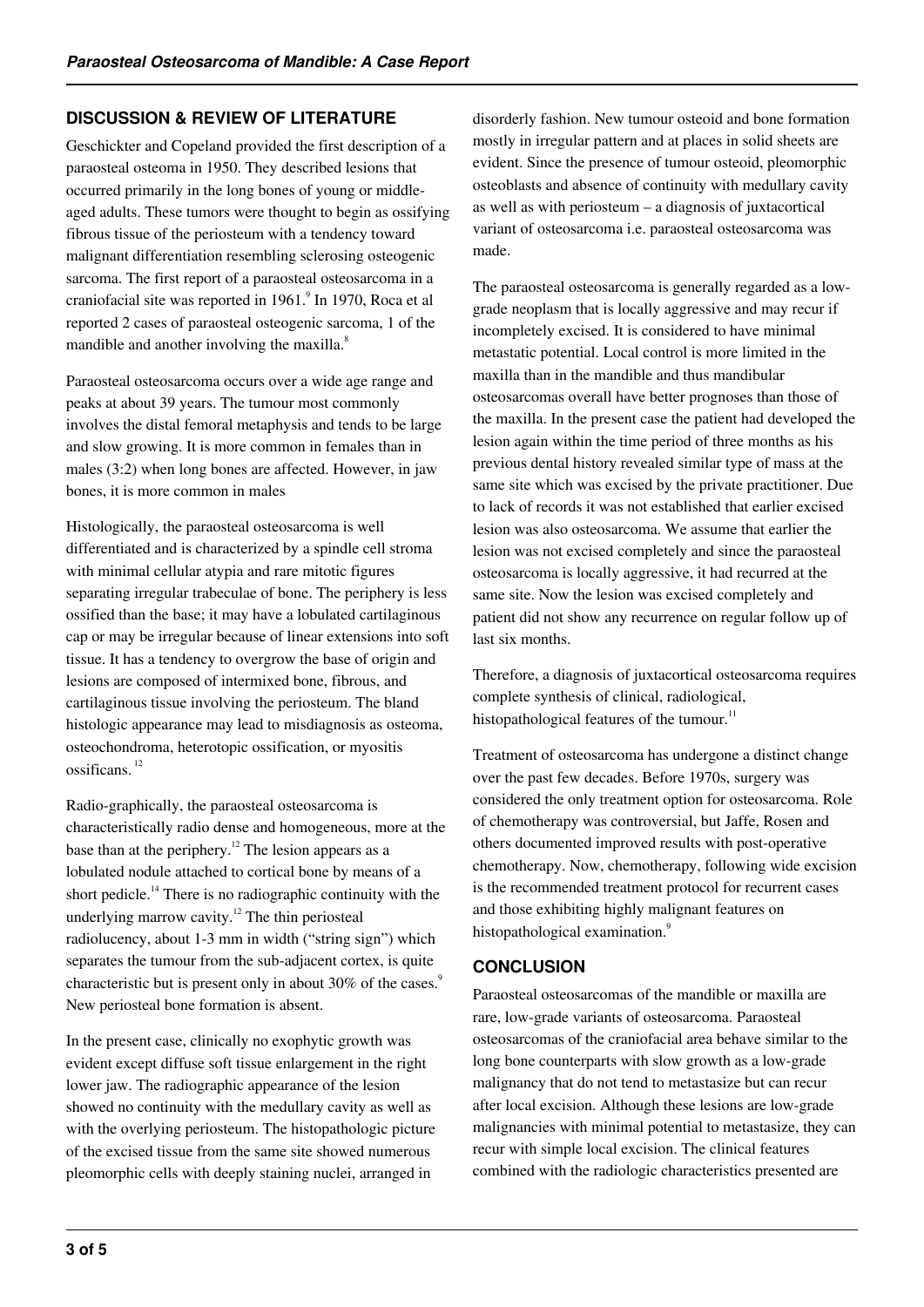## DISCUSSION & REVIEW OF LITERATURE

Geschickter and Copeland provided the first description of a paraosteal osteoma in 1950. They described lesions that occurred primarily in the long bones of young or middle-aged adults. These tumors were thought to begin as ossifying fibrous tissue of the periosteum with a tendency toward malignant differentiation resembling sclerosing osteogenic sarcoma. The first report of a paraosteal osteosarcoma in a craniofacial site was reported in 1961.[9] In 1970, Roca et al reported 2 cases of paraosteal osteogenic sarcoma, 1 of the mandible and another involving the maxilla.[8]

Paraosteal osteosarcoma occurs over a wide age range and peaks at about 39 years. The tumour most commonly involves the distal femoral metaphysis and tends to be large and slow growing. It is more common in females than in males (3:2) when long bones are affected. However, in jaw bones, it is more common in males

Histologically, the paraosteal osteosarcoma is well differentiated and is characterized by a spindle cell stroma with minimal cellular atypia and rare mitotic figures separating irregular trabeculae of bone. The periphery is less ossified than the base; it may have a lobulated cartilaginous cap or may be irregular because of linear extensions into soft tissue. It has a tendency to overgrow the base of origin and lesions are composed of intermixed bone, fibrous, and cartilaginous tissue involving the periosteum. The bland histologic appearance may lead to misdiagnosis as osteoma, osteochondroma, heterotopic ossification, or myositis ossificans.[12]

Radio-graphically, the paraosteal osteosarcoma is characteristically radio dense and homogeneous, more at the base than at the periphery.[12] The lesion appears as a lobulated nodule attached to cortical bone by means of a short pedicle.[14] There is no radiographic continuity with the underlying marrow cavity.[12] The thin periosteal radiolucency, about 1-3 mm in width ("string sign") which separates the tumour from the sub-adjacent cortex, is quite characteristic but is present only in about 30% of the cases.[9] New periosteal bone formation is absent.

In the present case, clinically no exophytic growth was evident except diffuse soft tissue enlargement in the right lower jaw. The radiographic appearance of the lesion showed no continuity with the medullary cavity as well as with the overlying periosteum. The histopathologic picture of the excised tissue from the same site showed numerous pleomorphic cells with deeply staining nuclei, arranged in disorderly fashion. New tumour osteoid and bone formation mostly in irregular pattern and at places in solid sheets are evident. Since the presence of tumour osteoid, pleomorphic osteoblasts and absence of continuity with medullary cavity as well as with periosteum – a diagnosis of juxtacortical variant of osteosarcoma i.e. paraosteal osteosarcoma was made.

The paraosteal osteosarcoma is generally regarded as a low-grade neoplasm that is locally aggressive and may recur if incompletely excised. It is considered to have minimal metastatic potential. Local control is more limited in the maxilla than in the mandible and thus mandibular osteosarcomas overall have better prognoses than those of the maxilla. In the present case the patient had developed the lesion again within the time period of three months as his previous dental history revealed similar type of mass at the same site which was excised by the private practitioner. Due to lack of records it was not established that earlier excised lesion was also osteosarcoma. We assume that earlier the lesion was not excised completely and since the paraosteal osteosarcoma is locally aggressive, it had recurred at the same site. Now the lesion was excised completely and patient did not show any recurrence on regular follow up of last six months.

Therefore, a diagnosis of juxtacortical osteosarcoma requires complete synthesis of clinical, radiological, histopathological features of the tumour.[11]

Treatment of osteosarcoma has undergone a distinct change over the past few decades. Before 1970s, surgery was considered the only treatment option for osteosarcoma. Role of chemotherapy was controversial, but Jaffe, Rosen and others documented improved results with post-operative chemotherapy. Now, chemotherapy, following wide excision is the recommended treatment protocol for recurrent cases and those exhibiting highly malignant features on histopathological examination.[9]

## CONCLUSION

Paraosteal osteosarcomas of the mandible or maxilla are rare, low-grade variants of osteosarcoma. Paraosteal osteosarcomas of the craniofacial area behave similar to the long bone counterparts with slow growth as a low-grade malignancy that do not tend to metastasize but can recur after local excision. Although these lesions are low-grade malignancies with minimal potential to metastasize, they can recur with simple local excision. The clinical features combined with the radiologic characteristics presented are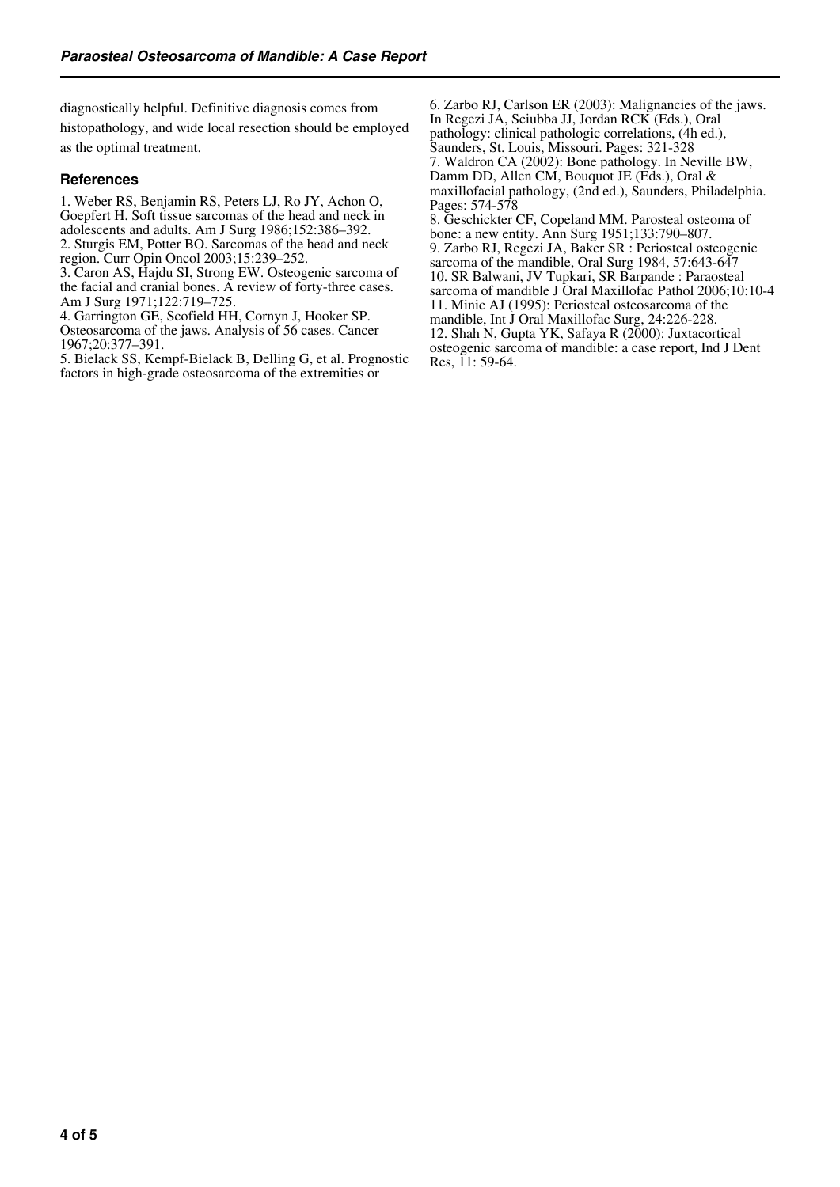diagnostically helpful. Definitive diagnosis comes from histopathology, and wide local resection should be employed as the optimal treatment.

## References

1. Weber RS, Benjamin RS, Peters LJ, Ro JY, Achon O, Goepfert H. Soft tissue sarcomas of the head and neck in adolescents and adults. Am J Surg 1986;152:386–392.
2. Sturgis EM, Potter BO. Sarcomas of the head and neck region. Curr Opin Oncol 2003;15:239–252.
3. Caron AS, Hajdu SI, Strong EW. Osteogenic sarcoma of the facial and cranial bones. A review of forty-three cases. Am J Surg 1971;122:719–725.
4. Garrington GE, Scofield HH, Cornyn J, Hooker SP. Osteosarcoma of the jaws. Analysis of 56 cases. Cancer 1967;20:377–391.
5. Bielack SS, Kempf-Bielack B, Delling G, et al. Prognostic factors in high-grade osteosarcoma of the extremities or
6. Zarbo RJ, Carlson ER (2003): Malignancies of the jaws. In Regezi JA, Sciubba JJ, Jordan RCK (Eds.), Oral pathology: clinical pathologic correlations, (4h ed.), Saunders, St. Louis, Missouri. Pages: 321-328
7. Waldron CA (2002): Bone pathology. In Neville BW, Damm DD, Allen CM, Bouquot JE (Eds.), Oral & maxillofacial pathology, (2nd ed.), Saunders, Philadelphia. Pages: 574-578
8. Geschickter CF, Copeland MM. Parosteal osteoma of bone: a new entity. Ann Surg 1951;133:790–807.
9. Zarbo RJ, Regezi JA, Baker SR : Periosteal osteogenic sarcoma of the mandible, Oral Surg 1984, 57:643-647
10. SR Balwani, JV Tupkari, SR Barpande : Paraosteal sarcoma of mandible J Oral Maxillofac Pathol 2006;10:10-4
11. Minic AJ (1995): Periosteal osteosarcoma of the mandible, Int J Oral Maxillofac Surg, 24:226-228.
12. Shah N, Gupta YK, Safaya R (2000): Juxtacortical osteogenic sarcoma of mandible: a case report, Ind J Dent Res, 11: 59-64.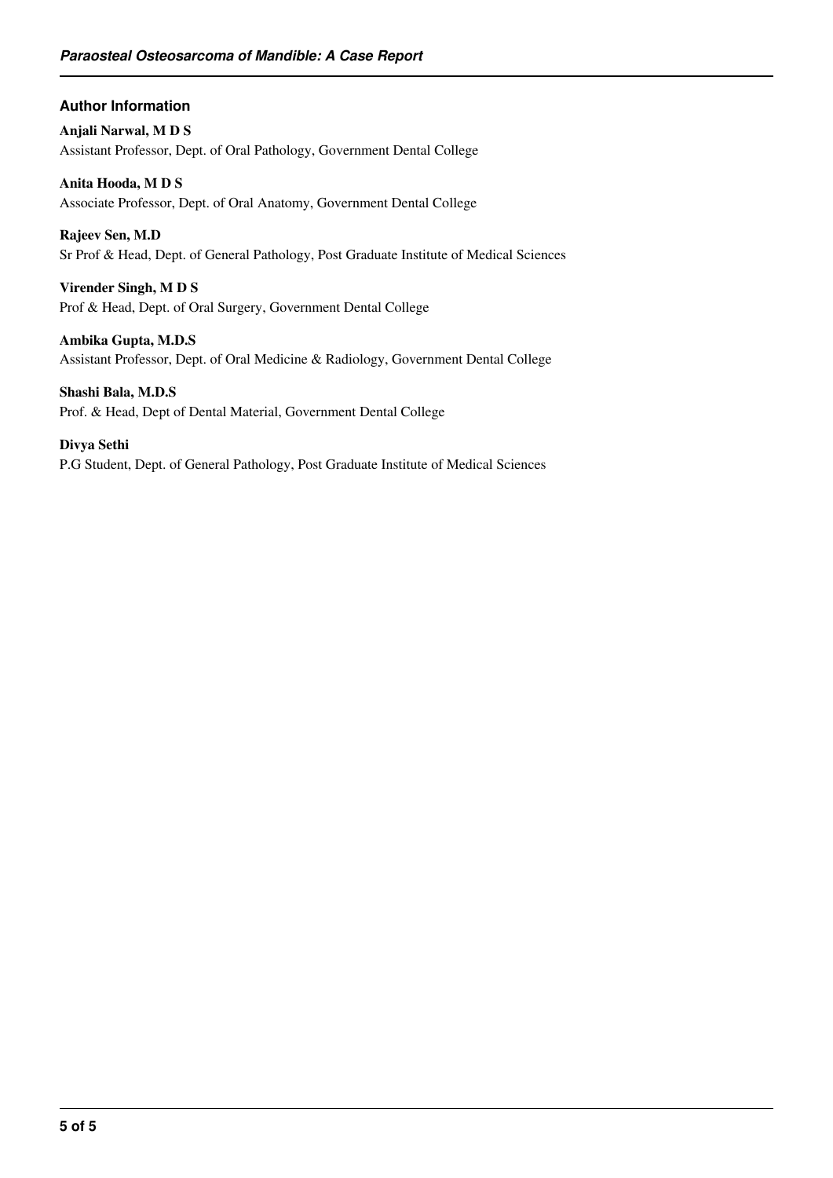### Author Information

**Anjali Narwal, M D S**
Assistant Professor, Dept. of Oral Pathology, Government Dental College

**Anita Hooda, M D S**
Associate Professor, Dept. of Oral Anatomy, Government Dental College

**Rajeev Sen, M.D**
Sr Prof & Head, Dept. of General Pathology, Post Graduate Institute of Medical Sciences

**Virender Singh, M D S**
Prof & Head, Dept. of Oral Surgery, Government Dental College

**Ambika Gupta, M.D.S**
Assistant Professor, Dept. of Oral Medicine & Radiology, Government Dental College

**Shashi Bala, M.D.S**
Prof. & Head, Dept of Dental Material, Government Dental College

**Divya Sethi**
P.G Student, Dept. of General Pathology, Post Graduate Institute of Medical Sciences